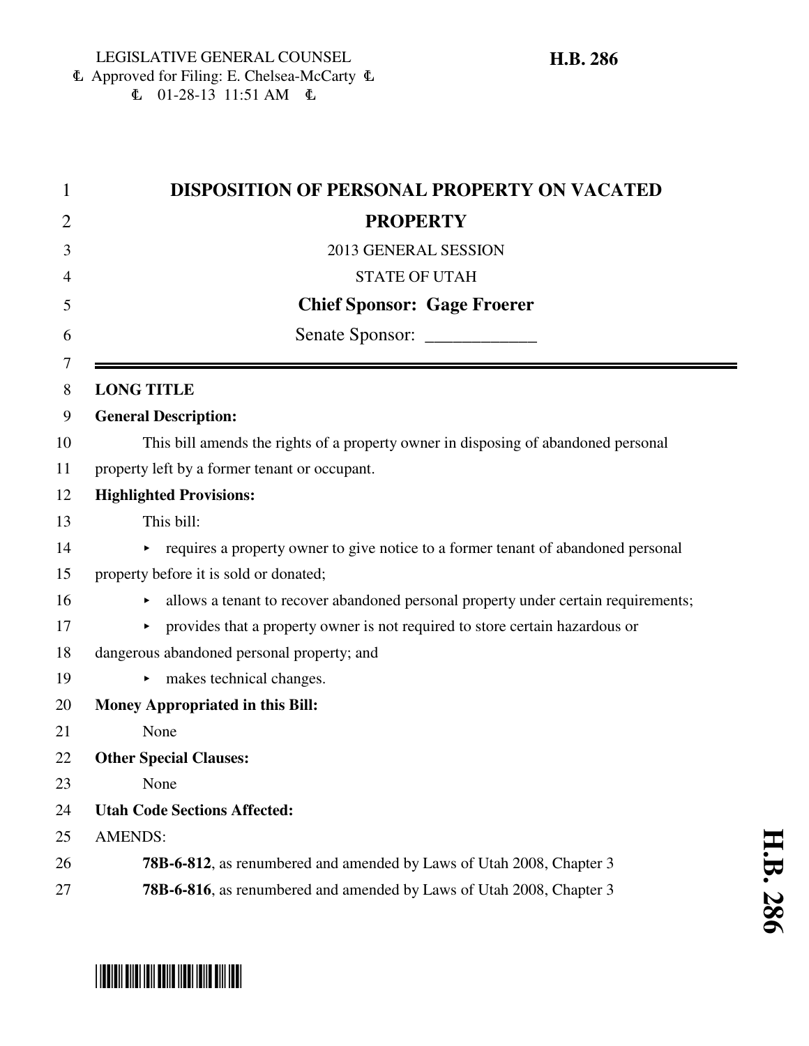LEGISLATIVE GENERAL COUNSEL
Approved for Filing: E. Chelsea-McCarty
01-28-13 11:51 AM

**H.B. 286**

# DISPOSITION OF PERSONAL PROPERTY ON VACATED PROPERTY

2013 GENERAL SESSION

STATE OF UTAH

**Chief Sponsor: Gage Froerer**

Senate Sponsor: ____________

**LONG TITLE**

**General Description:**

This bill amends the rights of a property owner in disposing of abandoned personal property left by a former tenant or occupant.

**Highlighted Provisions:**

This bill:

- requires a property owner to give notice to a former tenant of abandoned personal property before it is sold or donated;
- allows a tenant to recover abandoned personal property under certain requirements;
- provides that a property owner is not required to store certain hazardous or dangerous abandoned personal property; and
- makes technical changes.

**Money Appropriated in this Bill:**

None

**Other Special Clauses:**

None

**Utah Code Sections Affected:**

AMENDS:

**78B-6-812**, as renumbered and amended by Laws of Utah 2008, Chapter 3

**78B-6-816**, as renumbered and amended by Laws of Utah 2008, Chapter 3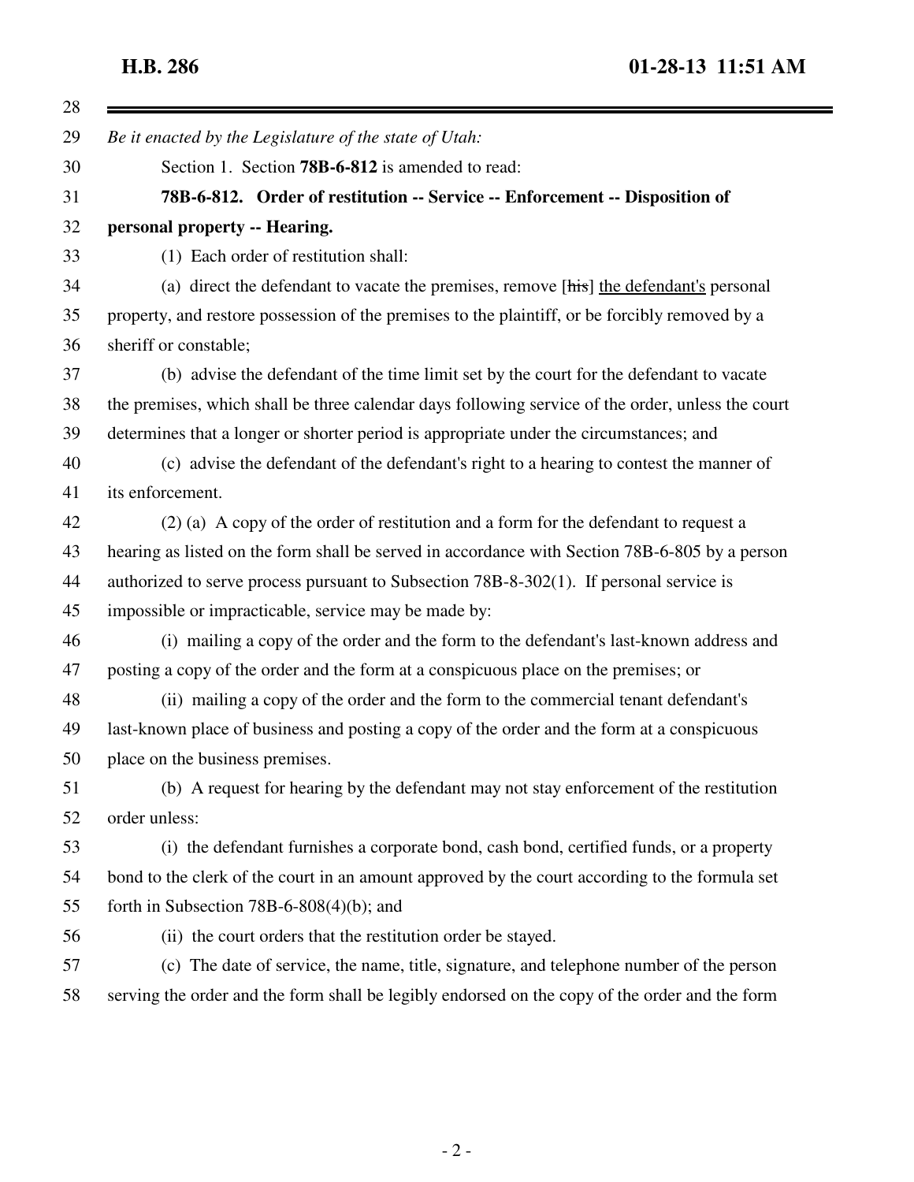*Be it enacted by the Legislature of the state of Utah:*

Section 1. Section **78B-6-812** is amended to read:

**78B-6-812. Order of restitution -- Service -- Enforcement -- Disposition of personal property -- Hearing.**

(1) Each order of restitution shall:

(a) direct the defendant to vacate the premises, remove [~~his~~] the defendant's personal property, and restore possession of the premises to the plaintiff, or be forcibly removed by a sheriff or constable;

(b) advise the defendant of the time limit set by the court for the defendant to vacate the premises, which shall be three calendar days following service of the order, unless the court determines that a longer or shorter period is appropriate under the circumstances; and

(c) advise the defendant of the defendant's right to a hearing to contest the manner of its enforcement.

(2) (a) A copy of the order of restitution and a form for the defendant to request a hearing as listed on the form shall be served in accordance with Section 78B-6-805 by a person authorized to serve process pursuant to Subsection 78B-8-302(1). If personal service is impossible or impracticable, service may be made by:

(i) mailing a copy of the order and the form to the defendant's last-known address and posting a copy of the order and the form at a conspicuous place on the premises; or

(ii) mailing a copy of the order and the form to the commercial tenant defendant's last-known place of business and posting a copy of the order and the form at a conspicuous place on the business premises.

(b) A request for hearing by the defendant may not stay enforcement of the restitution order unless:

(i) the defendant furnishes a corporate bond, cash bond, certified funds, or a property bond to the clerk of the court in an amount approved by the court according to the formula set forth in Subsection 78B-6-808(4)(b); and

(ii) the court orders that the restitution order be stayed.

(c) The date of service, the name, title, signature, and telephone number of the person serving the order and the form shall be legibly endorsed on the copy of the order and the form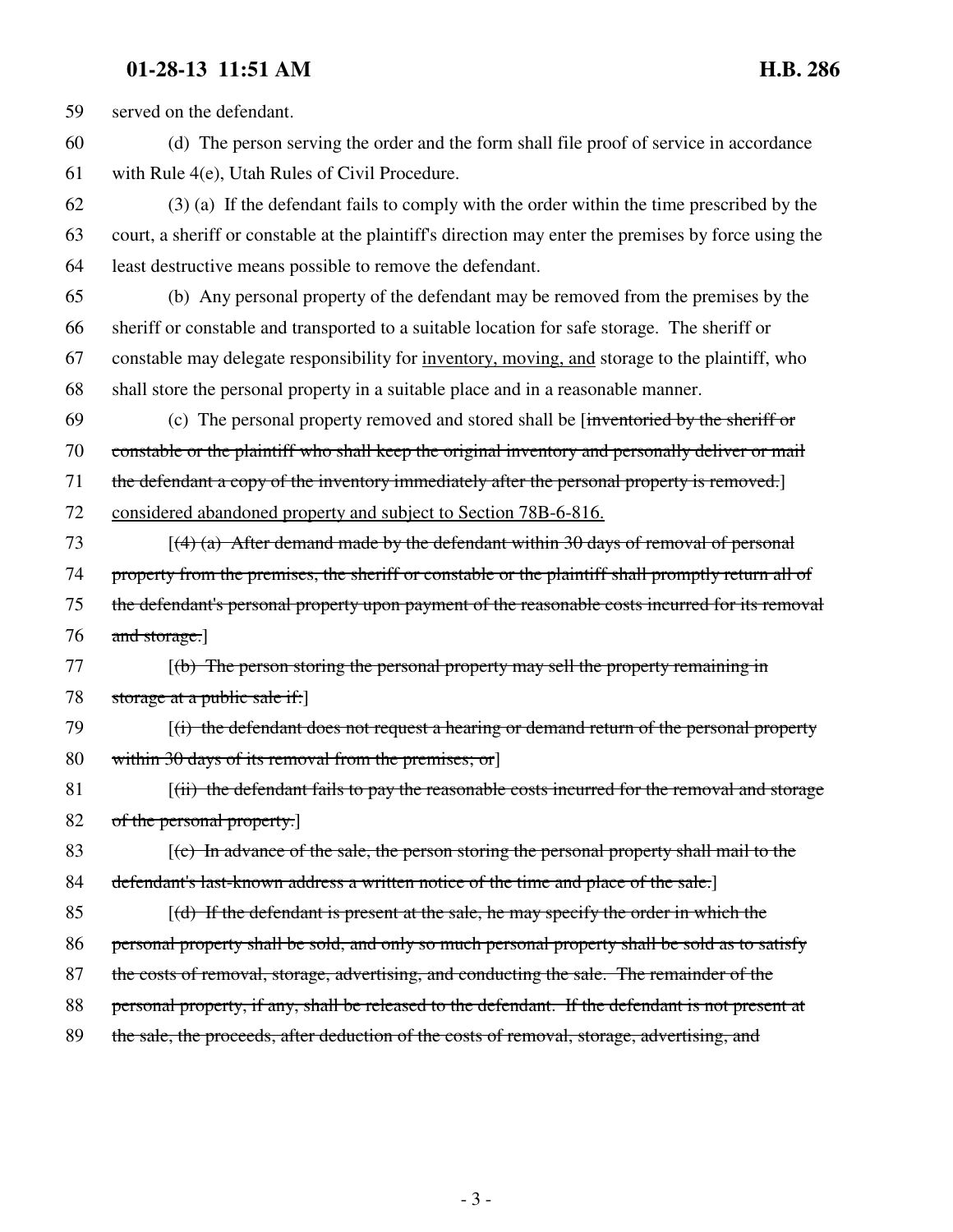59 served on the defendant.

60 (d) The person serving the order and the form shall file proof of service in accordance

61 with Rule 4(e), Utah Rules of Civil Procedure.

62 (3) (a) If the defendant fails to comply with the order within the time prescribed by the

63 court, a sheriff or constable at the plaintiff's direction may enter the premises by force using the

64 least destructive means possible to remove the defendant.

65 (b) Any personal property of the defendant may be removed from the premises by the

66 sheriff or constable and transported to a suitable location for safe storage. The sheriff or

67 constable may delegate responsibility for <u>inventory, moving, and</u> storage to the plaintiff, who

68 shall store the personal property in a suitable place and in a reasonable manner.

69 (c) The personal property removed and stored shall be [~~inventoried by the sheriff or~~

70 ~~constable or the plaintiff who shall keep the original inventory and personally deliver or mail~~

71 ~~the defendant a copy of the inventory immediately after the personal property is removed.~~]

72 <u>considered abandoned property and subject to Section 78B-6-816.</u>

73 [~~(4) (a) After demand made by the defendant within 30 days of removal of personal~~

74 ~~property from the premises, the sheriff or constable or the plaintiff shall promptly return all of~~

75 ~~the defendant's personal property upon payment of the reasonable costs incurred for its removal~~

76 ~~and storage.~~]

77 [~~(b) The person storing the personal property may sell the property remaining in~~

78 ~~storage at a public sale if:~~]

79 [~~(i) the defendant does not request a hearing or demand return of the personal property~~

80 ~~within 30 days of its removal from the premises; or~~]

81 [~~(ii) the defendant fails to pay the reasonable costs incurred for the removal and storage~~

82 ~~of the personal property.~~]

83 [~~(c) In advance of the sale, the person storing the personal property shall mail to the~~

84 ~~defendant's last-known address a written notice of the time and place of the sale.~~]

85 [~~(d) If the defendant is present at the sale, he may specify the order in which the~~

86 ~~personal property shall be sold, and only so much personal property shall be sold as to satisfy~~

87 ~~the costs of removal, storage, advertising, and conducting the sale. The remainder of the~~

88 ~~personal property, if any, shall be released to the defendant. If the defendant is not present at~~

89 ~~the sale, the proceeds, after deduction of the costs of removal, storage, advertising, and~~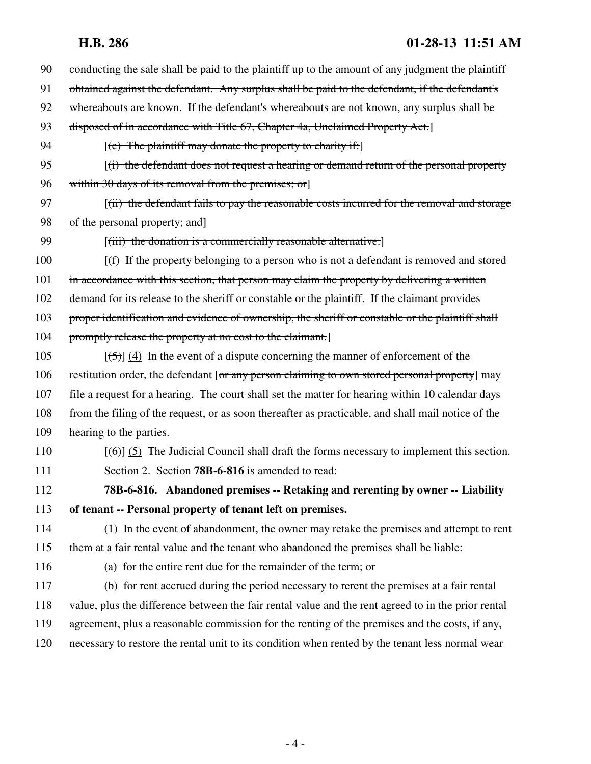90 ~~conducting the sale shall be paid to the plaintiff up to the amount of any judgment the plaintiff~~
91 ~~obtained against the defendant. Any surplus shall be paid to the defendant, if the defendant's~~
92 ~~whereabouts are known. If the defendant's whereabouts are not known, any surplus shall be~~
93 ~~disposed of in accordance with Title 67, Chapter 4a, Unclaimed Property Act.~~]

94 [~~(e) The plaintiff may donate the property to charity if:~~]

95 [~~(i) the defendant does not request a hearing or demand return of the personal property~~
96 ~~within 30 days of its removal from the premises; or~~]

97 [~~(ii) the defendant fails to pay the reasonable costs incurred for the removal and storage~~
98 ~~of the personal property; and~~]

99 [~~(iii) the donation is a commercially reasonable alternative.~~]

100 [~~(f) If the property belonging to a person who is not a defendant is removed and stored~~
101 ~~in accordance with this section, that person may claim the property by delivering a written~~
102 ~~demand for its release to the sheriff or constable or the plaintiff. If the claimant provides~~
103 ~~proper identification and evidence of ownership, the sheriff or constable or the plaintiff shall~~
104 ~~promptly release the property at no cost to the claimant.~~]

105 [~~(5)~~] <u>(4)</u> In the event of a dispute concerning the manner of enforcement of the
106 restitution order, the defendant [~~or any person claiming to own stored personal property~~] may
107 file a request for a hearing. The court shall set the matter for hearing within 10 calendar days
108 from the filing of the request, or as soon thereafter as practicable, and shall mail notice of the
109 hearing to the parties.

110 [~~(6)~~] <u>(5)</u> The Judicial Council shall draft the forms necessary to implement this section.

111 Section 2. Section **78B-6-816** is amended to read:

112 **78B-6-816. Abandoned premises -- Retaking and rerenting by owner -- Liability**
113 **of tenant -- Personal property of tenant left on premises.**

114 (1) In the event of abandonment, the owner may retake the premises and attempt to rent
115 them at a fair rental value and the tenant who abandoned the premises shall be liable:

116 (a) for the entire rent due for the remainder of the term; or

117 (b) for rent accrued during the period necessary to rerent the premises at a fair rental
118 value, plus the difference between the fair rental value and the rent agreed to in the prior rental
119 agreement, plus a reasonable commission for the renting of the premises and the costs, if any,
120 necessary to restore the rental unit to its condition when rented by the tenant less normal wear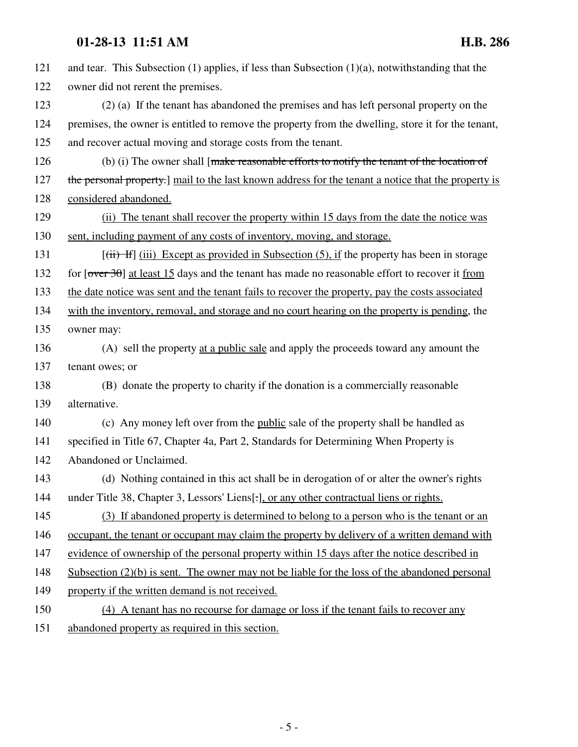121 and tear. This Subsection (1) applies, if less than Subsection (1)(a), notwithstanding that the
122 owner did not rerent the premises.

123 (2) (a) If the tenant has abandoned the premises and has left personal property on the
124 premises, the owner is entitled to remove the property from the dwelling, store it for the tenant,
125 and recover actual moving and storage costs from the tenant.

126 (b) (i) The owner shall [~~make reasonable efforts to notify the tenant of the location of~~
127 ~~the personal property.~~] <u>mail to the last known address for the tenant a notice that the property is</u>
128 <u>considered abandoned.</u>

129 <u>(ii) The tenant shall recover the property within 15 days from the date the notice was</u>
130 <u>sent, including payment of any costs of inventory, moving, and storage.</u>

131 [~~(ii) If~~] <u>(iii) Except as provided in Subsection (5), if</u> the property has been in storage
132 for [~~over 30~~] <u>at least 15</u> days and the tenant has made no reasonable effort to recover it <u>from</u>
133 <u>the date notice was sent and the tenant fails to recover the property, pay the costs associated</u>
134 <u>with the inventory, removal, and storage and no court hearing on the property is pending</u>, the
135 owner may:

136 (A) sell the property <u>at a public sale</u> and apply the proceeds toward any amount the
137 tenant owes; or

138 (B) donate the property to charity if the donation is a commercially reasonable
139 alternative.

140 (c) Any money left over from the <u>public</u> sale of the property shall be handled as
141 specified in Title 67, Chapter 4a, Part 2, Standards for Determining When Property is
142 Abandoned or Unclaimed.

143 (d) Nothing contained in this act shall be in derogation of or alter the owner's rights
144 under Title 38, Chapter 3, Lessors' Liens[~~.~~]<u>, or any other contractual liens or rights.</u>

145 <u>(3) If abandoned property is determined to belong to a person who is the tenant or an</u>
146 <u>occupant, the tenant or occupant may claim the property by delivery of a written demand with</u>
147 <u>evidence of ownership of the personal property within 15 days after the notice described in</u>
148 <u>Subsection (2)(b) is sent. The owner may not be liable for the loss of the abandoned personal</u>
149 <u>property if the written demand is not received.</u>

150 <u>(4) A tenant has no recourse for damage or loss if the tenant fails to recover any</u>
151 <u>abandoned property as required in this section.</u>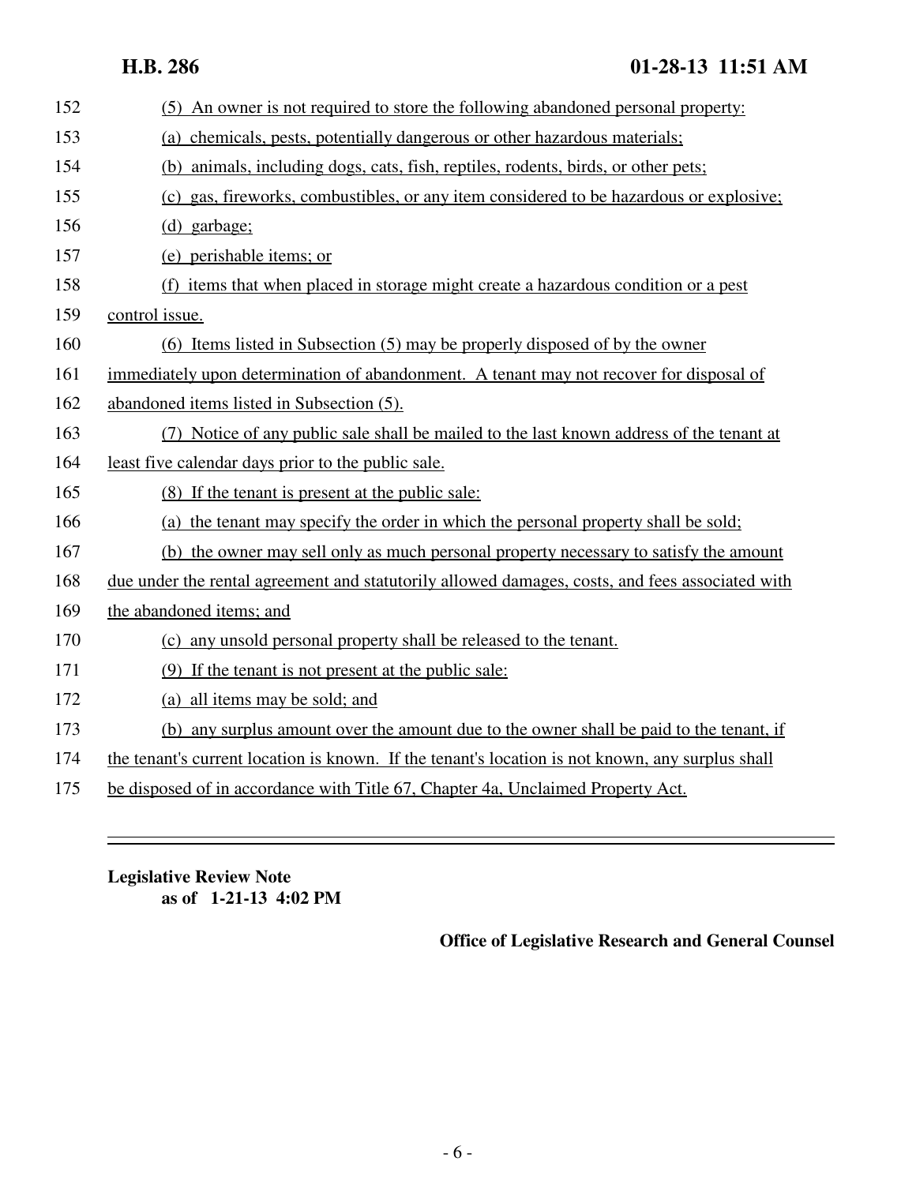(5) An owner is not required to store the following abandoned personal property:

(a) chemicals, pests, potentially dangerous or other hazardous materials;

(b) animals, including dogs, cats, fish, reptiles, rodents, birds, or other pets;

(c) gas, fireworks, combustibles, or any item considered to be hazardous or explosive;

(d) garbage;

(e) perishable items; or

(f) items that when placed in storage might create a hazardous condition or a pest control issue.

(6) Items listed in Subsection (5) may be properly disposed of by the owner immediately upon determination of abandonment. A tenant may not recover for disposal of abandoned items listed in Subsection (5).

(7) Notice of any public sale shall be mailed to the last known address of the tenant at least five calendar days prior to the public sale.

(8) If the tenant is present at the public sale:

(a) the tenant may specify the order in which the personal property shall be sold;

(b) the owner may sell only as much personal property necessary to satisfy the amount due under the rental agreement and statutorily allowed damages, costs, and fees associated with the abandoned items; and

(c) any unsold personal property shall be released to the tenant.

(9) If the tenant is not present at the public sale:

(a) all items may be sold; and

(b) any surplus amount over the amount due to the owner shall be paid to the tenant, if the tenant's current location is known. If the tenant's location is not known, any surplus shall be disposed of in accordance with Title 67, Chapter 4a, Unclaimed Property Act.

---

**Legislative Review Note**
**as of 1-21-13 4:02 PM**

**Office of Legislative Research and General Counsel**